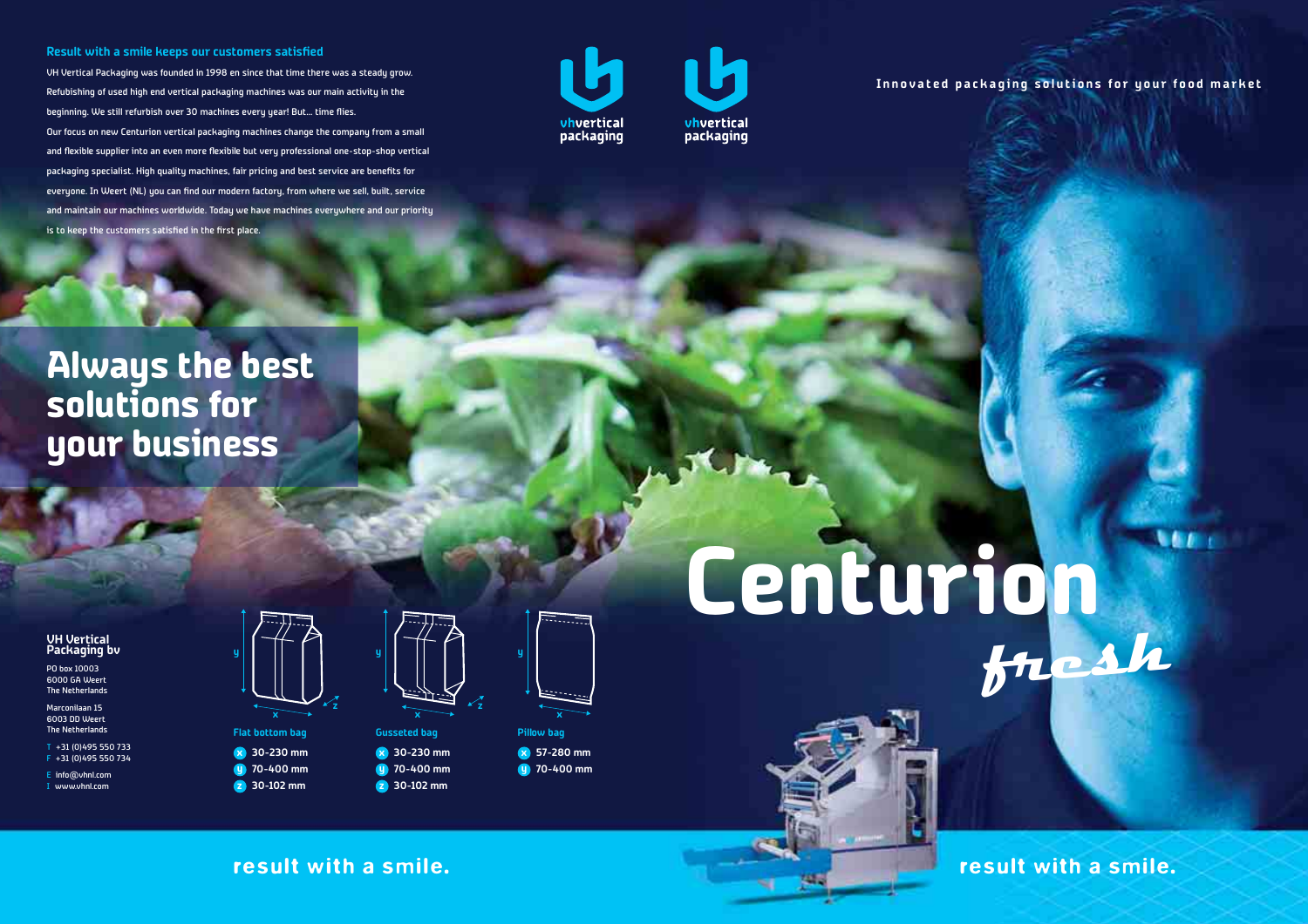### Result with a smile keeps our customers satisfied

VH Vertical Packaging was founded in 1998 en since that time there was a steady grow. Refubishing of used high end vertical packaging machines was our main activity in the beginning. We still refurbish over 30 machines every year! But... time flies. Our focus on new Centurion vertical packaging machines change the company from a small and flexible supplier into an even more flexibile but very professional one-stop-shop vertical packaging specialist. High quality machines, fair pricing and best service are benefits for everyone. In Weert (NL) you can find our modern factory, from where we sell, built, service and maintain our machines worldwide. Today we have machines everywhere and our priority is to keep the customers satisfied in the first place.

vhvertical packaging

vhvertical packaging

Innovated packaging solutions for your food market

# Always the best solutions for your business

# Centurion *fresh*

**VH Vertical Packaging bv**

PO box 10003
6000 GA Weert
The Netherlands

Marconilaan 15
6003 DD Weert
The Netherlands

T +31 (0)495 550 733
F +31 (0)495 550 734

E info@vhnl.com
I www.vhnl.com

**Flat bottom bag**
- x 30-230 mm
- y 70-400 mm
- z 30-102 mm

**Gusseted bag**
- x 30-230 mm
- y 70-400 mm
- z 30-102 mm

**Pillow bag**
- x 57-280 mm
- y 70-400 mm

**result with a smile.**

**result with a smile.**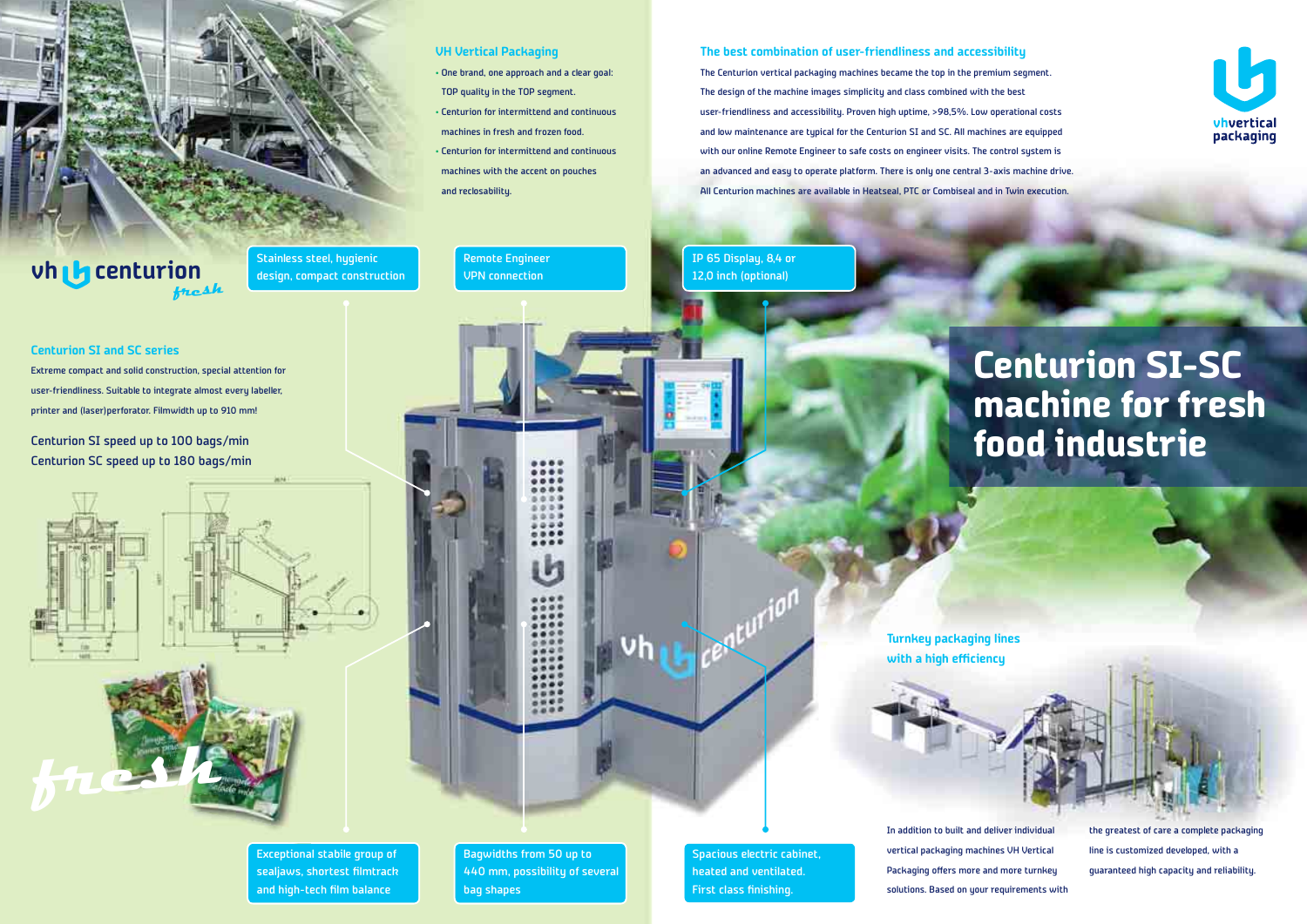# Centurion SI-SC machine for fresh food industrie

## VH Vertical Packaging

- One brand, one approach and a clear goal: TOP quality in the TOP segment.
- Centurion for intermittend and continuous machines in fresh and frozen food.
- Centurion for intermittend and continuous machines with the accent on pouches and reclosability.

## The best combination of user-friendliness and accessibility

The Centurion vertical packaging machines became the top in the premium segment. The design of the machine images simplicity and class combined with the best user-friendliness and accessibility. Proven high uptime, >98,5%. Low operational costs and low maintenance are typical for the Centurion SI and SC. All machines are equipped with our online Remote Engineer to safe costs on engineer visits. The control system is an advanced and easy to operate platform. There is only one central 3-axis machine drive. All Centurion machines are available in Heatseal, PTC or Combiseal and in Twin execution.

vh centurion fresh

## Centurion SI and SC series

Extreme compact and solid construction, special attention for user-friendliness. Suitable to integrate almost every labeller, printer and (laser)perforator. Filmwidth up to 910 mm!

Centurion SI speed up to 100 bags/min
Centurion SC speed up to 180 bags/min

- Stainless steel, hygienic design, compact construction
- Remote Engineer VPN connection
- IP 65 Display, 8,4 or 12,0 inch (optional)
- Exceptional stabile group of sealjaws, shortest filmtrack and high-tech film balance
- Bagwidths from 50 up to 440 mm, possibility of several bag shapes
- Spacious electric cabinet, heated and ventilated. First class finishing.

## Turnkey packaging lines with a high efficiency

In addition to built and deliver individual vertical packaging machines VH Vertical Packaging offers more and more turnkey solutions. Based on your requirements with the greatest of care a complete packaging line is customized developed, with a guaranteed high capacity and reliability.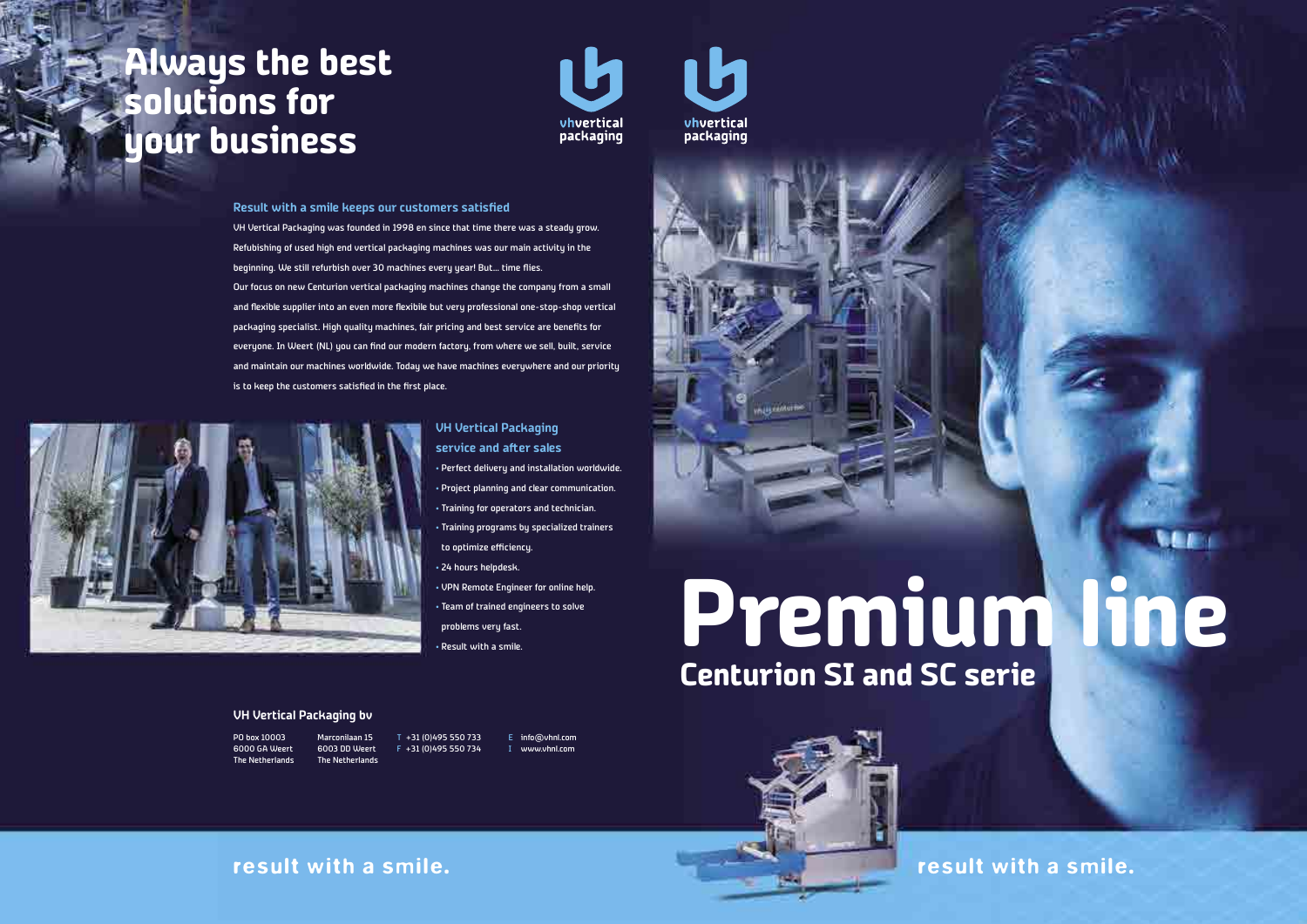# Always the best solutions for your business

vhvertical packaging

### Result with a smile keeps our customers satisfied

VH Vertical Packaging was founded in 1998 en since that time there was a steady grow. Refubishing of used high end vertical packaging machines was our main activity in the beginning. We still refurbish over 30 machines every year! But... time flies.
Our focus on new Centurion vertical packaging machines change the company from a small and flexible supplier into an even more flexibile but very professional one-stop-shop vertical packaging specialist. High quality machines, fair pricing and best service are benefits for everyone. In Weert (NL) you can find our modern factory, from where we sell, built, service and maintain our machines worldwide. Today we have machines everywhere and our priority is to keep the customers satisfied in the first place.

### VH Vertical Packaging service and after sales

- Perfect delivery and installation worldwide.
- Project planning and clear communication.
- Training for operators and technician.
- Training programs by specialized trainers to optimize efficiency.
- 24 hours helpdesk.
- VPN Remote Engineer for online help.
- Team of trained engineers to solve problems very fast.
- Result with a smile.

### VH Vertical Packaging bv

PO box 10003
6000 GA Weert
The Netherlands

Marconilaan 15
6003 DD Weert
The Netherlands

T +31 (0)495 550 733
F +31 (0)495 550 734

E info@vhnl.com
I www.vhnl.com

**result with a smile.**

vhvertical packaging

# Premium line

## Centurion SI and SC serie

**result with a smile.**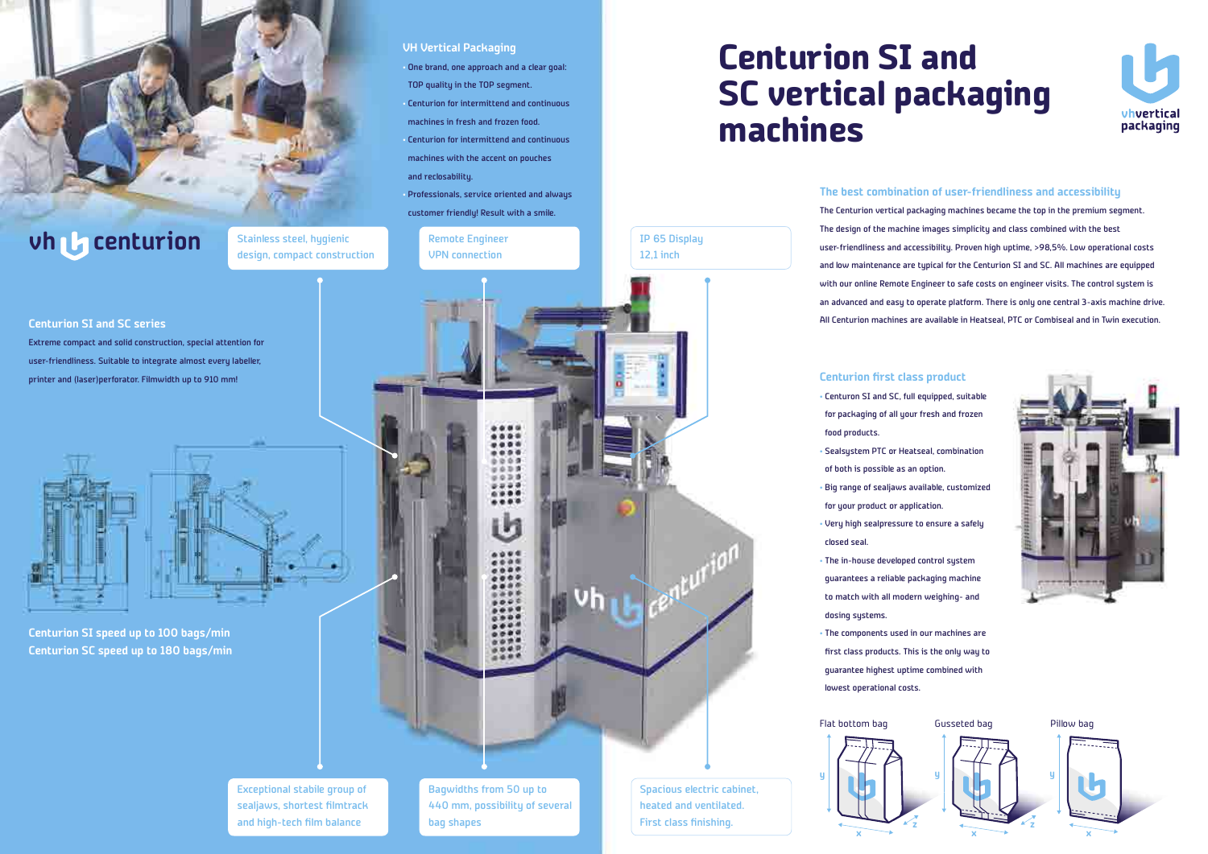# Centurion SI and SC vertical packaging machines

vhvertical packaging

## VH Vertical Packaging

- One brand, one approach and a clear goal: TOP quality in the TOP segment.
- Centurion for intermittend and continuous machines in fresh and frozen food.
- Centurion for intermittend and continuous machines with the accent on pouches and reclosability.
- Professionals, service oriented and always customer friendly! Result with a smile.

vh centurion

## Centurion SI and SC series

Extreme compact and solid construction, special attention for user-friendliness. Suitable to integrate almost every labeller, printer and (laser)perforator. Filmwidth up to 910 mm!

**Centurion SI speed up to 100 bags/min**
**Centurion SC speed up to 180 bags/min**

Stainless steel, hygienic design, compact construction

Remote Engineer VPN connection

IP 65 Display 12,1 inch

Exceptional stabile group of sealjaws, shortest filmtrack and high-tech film balance

Bagwidths from 50 up to 440 mm, possibility of several bag shapes

Spacious electric cabinet, heated and ventilated. First class finishing.

## The best combination of user-friendliness and accessibility

The Centurion vertical packaging machines became the top in the premium segment. The design of the machine images simplicity and class combined with the best user-friendliness and accessibility. Proven high uptime, >98,5%. Low operational costs and low maintenance are typical for the Centurion SI and SC. All machines are equipped with our online Remote Engineer to safe costs on engineer visits. The control system is an advanced and easy to operate platform. There is only one central 3-axis machine drive. All Centurion machines are available in Heatseal, PTC or Combiseal and in Twin execution.

## Centurion first class product

- Centuron SI and SC, full equipped, suitable for packaging of all your fresh and frozen food products.
- Sealsystem PTC or Heatseal, combination of both is possible as an option.
- Big range of sealjaws available, customized for your product or application.
- Very high sealpressure to ensure a safely closed seal.
- The in-house developed control system guarantees a reliable packaging machine to match with all modern weighing- and dosing systems.
- The components used in our machines are first class products. This is the only way to guarantee highest uptime combined with lowest operational costs.

Flat bottom bag

Gusseted bag

Pillow bag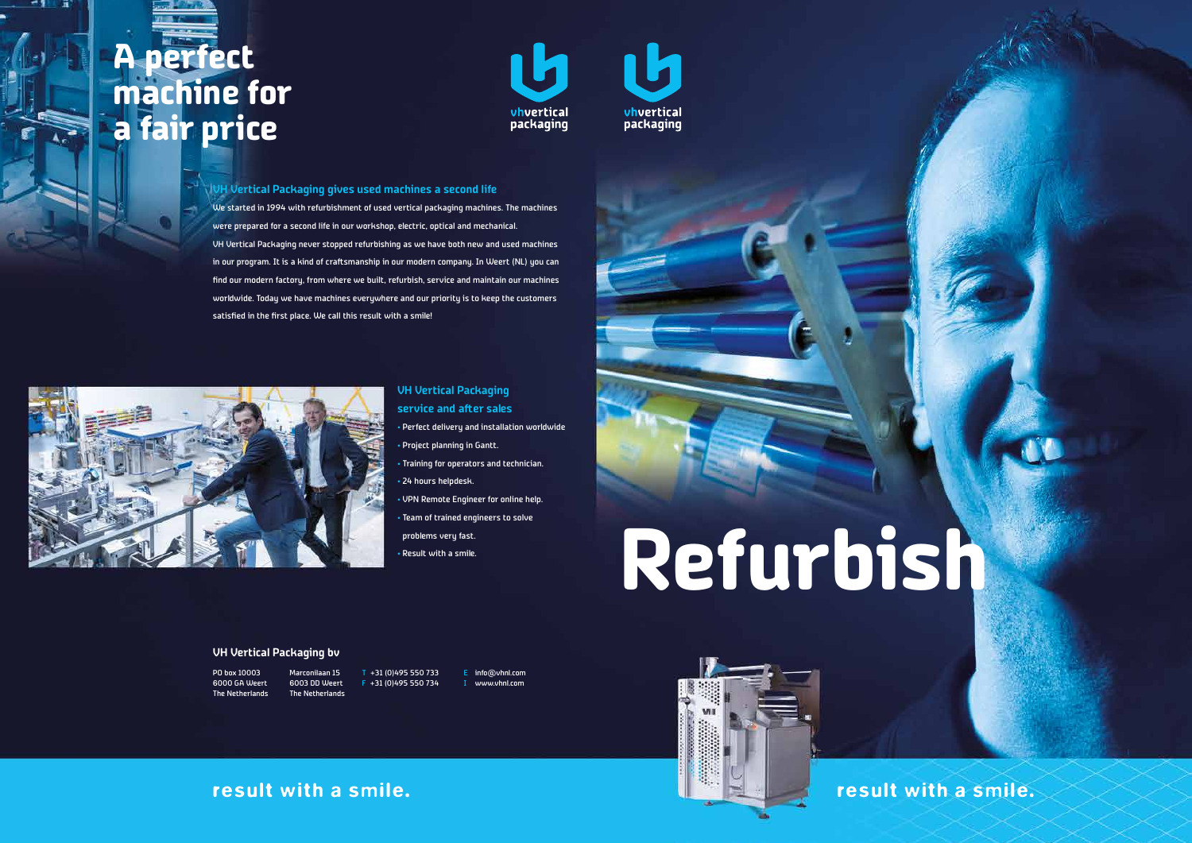# A perfect machine for a fair price

vhvertical packaging

vhvertical packaging

## VH Vertical Packaging gives used machines a second life

We started in 1994 with refurbishment of used vertical packaging machines. The machines were prepared for a second life in our workshop, electric, optical and mechanical. VH Vertical Packaging never stopped refurbishing as we have both new and used machines in our program. It is a kind of craftsmanship in our modern company. In Weert (NL) you can find our modern factory, from where we built, refurbish, service and maintain our machines worldwide. Today we have machines everywhere and our priority is to keep the customers satisfied in the first place. We call this result with a smile!

## VH Vertical Packaging service and after sales

- Perfect delivery and installation worldwide
- Project planning in Gantt.
- Training for operators and technician.
- 24 hours helpdesk.
- VPN Remote Engineer for online help.
- Team of trained engineers to solve problems very fast.
- Result with a smile.

# Refurbish

### VH Vertical Packaging bv

PO box 10003
6000 GA Weert
The Netherlands

Marconilaan 15
6003 DD Weert
The Netherlands

T +31 (0)495 550 733
F +31 (0)495 550 734

E info@vhnl.com
I www.vhnl.com

**result with a smile.**

**result with a smile.**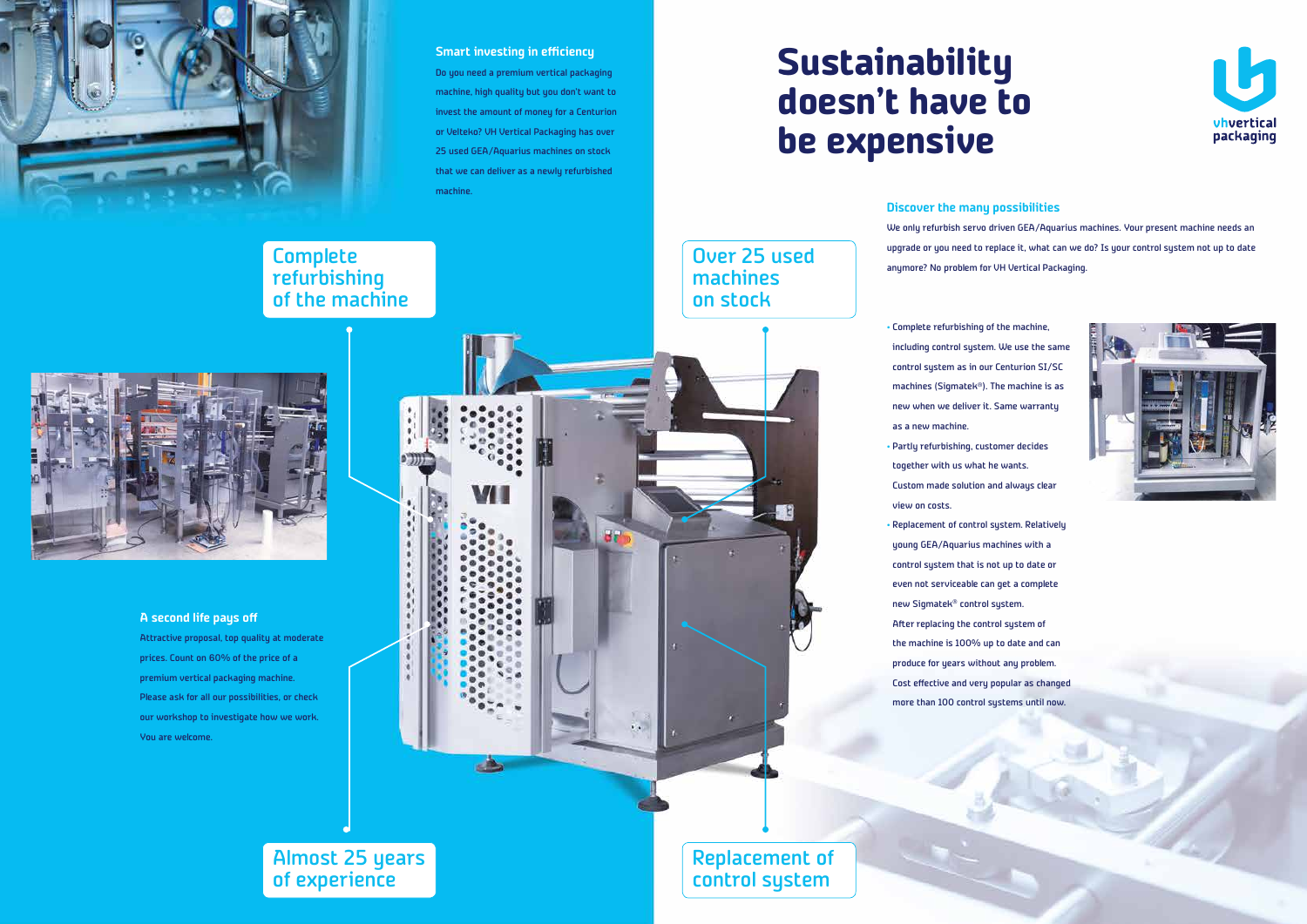# Sustainability doesn't have to be expensive

vhvertical packaging

## Smart investing in efficiency

Do you need a premium vertical packaging machine, high quality but you don't want to invest the amount of money for a Centurion or Velteko? VH Vertical Packaging has over 25 used GEA/Aquarius machines on stock that we can deliver as a newly refurbished machine.

Complete refurbishing of the machine

Over 25 used machines on stock

Almost 25 years of experience

Replacement of control system

## A second life pays off

Attractive proposal, top quality at moderate prices. Count on 60% of the price of a premium vertical packaging machine. Please ask for all our possibilities, or check our workshop to investigate how we work. You are welcome.

## Discover the many possibilities

We only refurbish servo driven GEA/Aquarius machines. Your present machine needs an upgrade or you need to replace it, what can we do? Is your control system not up to date anymore? No problem for VH Vertical Packaging.

- Complete refurbishing of the machine, including control system. We use the same control system as in our Centurion SI/SC machines (Sigmatek®). The machine is as new when we deliver it. Same warranty as a new machine.
- Partly refurbishing, customer decides together with us what he wants. Custom made solution and always clear view on costs.
- Replacement of control system. Relatively young GEA/Aquarius machines with a control system that is not up to date or even not serviceable can get a complete new Sigmatek® control system. After replacing the control system of the machine is 100% up to date and can produce for years without any problem. Cost effective and very popular as changed more than 100 control systems until now.